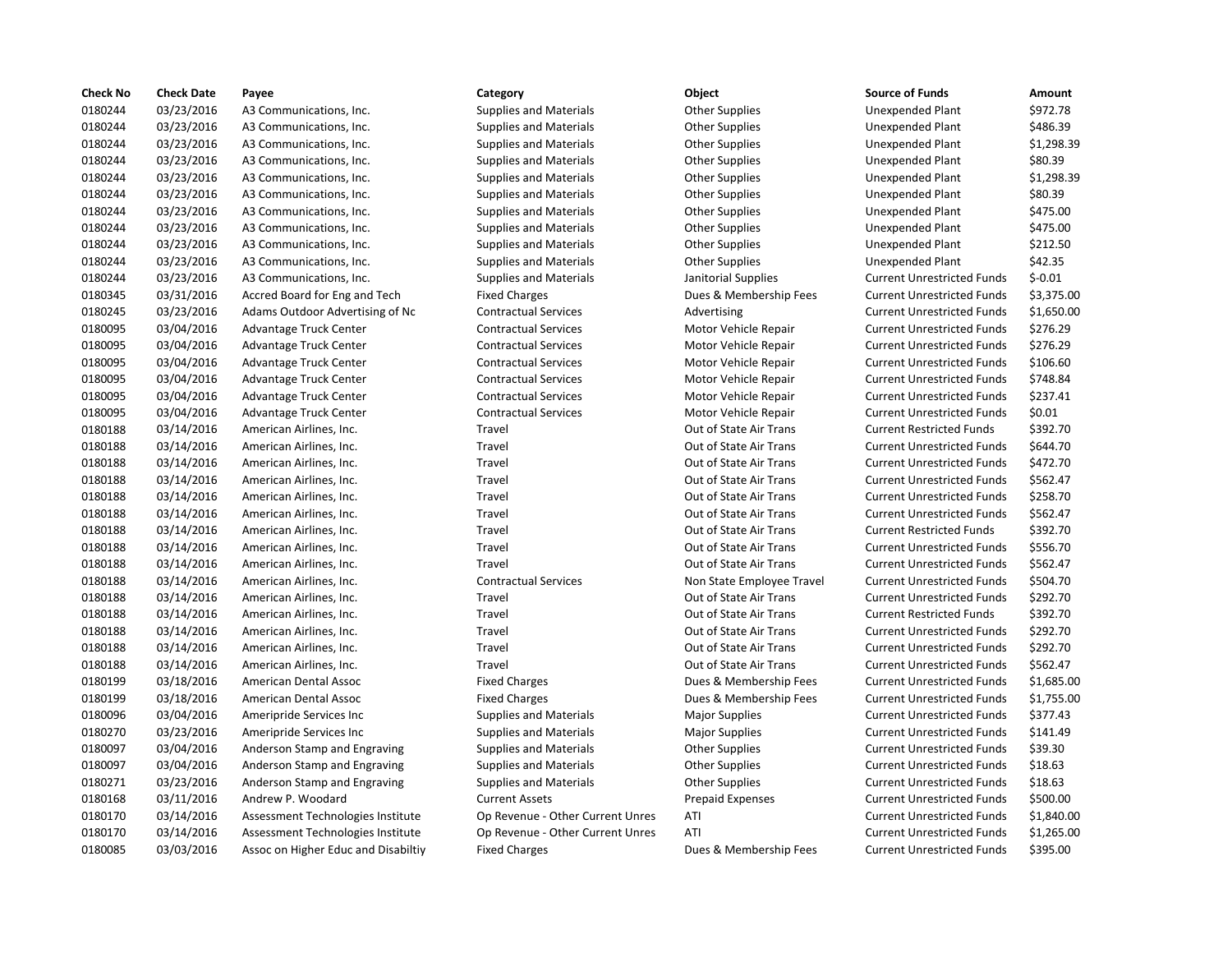| Check No | Check Date | Payee | Category | Object | Source of Funds | Amount |
|---|---|---|---|---|---|---|
| 0180244 | 03/23/2016 | A3 Communications, Inc. | Supplies and Materials | Other Supplies | Unexpended Plant | $972.78 |
| 0180244 | 03/23/2016 | A3 Communications, Inc. | Supplies and Materials | Other Supplies | Unexpended Plant | $486.39 |
| 0180244 | 03/23/2016 | A3 Communications, Inc. | Supplies and Materials | Other Supplies | Unexpended Plant | $1,298.39 |
| 0180244 | 03/23/2016 | A3 Communications, Inc. | Supplies and Materials | Other Supplies | Unexpended Plant | $80.39 |
| 0180244 | 03/23/2016 | A3 Communications, Inc. | Supplies and Materials | Other Supplies | Unexpended Plant | $1,298.39 |
| 0180244 | 03/23/2016 | A3 Communications, Inc. | Supplies and Materials | Other Supplies | Unexpended Plant | $80.39 |
| 0180244 | 03/23/2016 | A3 Communications, Inc. | Supplies and Materials | Other Supplies | Unexpended Plant | $475.00 |
| 0180244 | 03/23/2016 | A3 Communications, Inc. | Supplies and Materials | Other Supplies | Unexpended Plant | $475.00 |
| 0180244 | 03/23/2016 | A3 Communications, Inc. | Supplies and Materials | Other Supplies | Unexpended Plant | $212.50 |
| 0180244 | 03/23/2016 | A3 Communications, Inc. | Supplies and Materials | Other Supplies | Unexpended Plant | $42.35 |
| 0180244 | 03/23/2016 | A3 Communications, Inc. | Supplies and Materials | Janitorial Supplies | Current Unrestricted Funds | $-0.01 |
| 0180345 | 03/31/2016 | Accred Board for Eng and Tech | Fixed Charges | Dues & Membership Fees | Current Unrestricted Funds | $3,375.00 |
| 0180245 | 03/23/2016 | Adams Outdoor Advertising of Nc | Contractual Services | Advertising | Current Unrestricted Funds | $1,650.00 |
| 0180095 | 03/04/2016 | Advantage Truck Center | Contractual Services | Motor Vehicle Repair | Current Unrestricted Funds | $276.29 |
| 0180095 | 03/04/2016 | Advantage Truck Center | Contractual Services | Motor Vehicle Repair | Current Unrestricted Funds | $276.29 |
| 0180095 | 03/04/2016 | Advantage Truck Center | Contractual Services | Motor Vehicle Repair | Current Unrestricted Funds | $106.60 |
| 0180095 | 03/04/2016 | Advantage Truck Center | Contractual Services | Motor Vehicle Repair | Current Unrestricted Funds | $748.84 |
| 0180095 | 03/04/2016 | Advantage Truck Center | Contractual Services | Motor Vehicle Repair | Current Unrestricted Funds | $237.41 |
| 0180095 | 03/04/2016 | Advantage Truck Center | Contractual Services | Motor Vehicle Repair | Current Unrestricted Funds | $0.01 |
| 0180188 | 03/14/2016 | American Airlines, Inc. | Travel | Out of State Air Trans | Current Restricted Funds | $392.70 |
| 0180188 | 03/14/2016 | American Airlines, Inc. | Travel | Out of State Air Trans | Current Unrestricted Funds | $644.70 |
| 0180188 | 03/14/2016 | American Airlines, Inc. | Travel | Out of State Air Trans | Current Unrestricted Funds | $472.70 |
| 0180188 | 03/14/2016 | American Airlines, Inc. | Travel | Out of State Air Trans | Current Unrestricted Funds | $562.47 |
| 0180188 | 03/14/2016 | American Airlines, Inc. | Travel | Out of State Air Trans | Current Unrestricted Funds | $258.70 |
| 0180188 | 03/14/2016 | American Airlines, Inc. | Travel | Out of State Air Trans | Current Unrestricted Funds | $562.47 |
| 0180188 | 03/14/2016 | American Airlines, Inc. | Travel | Out of State Air Trans | Current Restricted Funds | $392.70 |
| 0180188 | 03/14/2016 | American Airlines, Inc. | Travel | Out of State Air Trans | Current Unrestricted Funds | $556.70 |
| 0180188 | 03/14/2016 | American Airlines, Inc. | Travel | Out of State Air Trans | Current Unrestricted Funds | $562.47 |
| 0180188 | 03/14/2016 | American Airlines, Inc. | Contractual Services | Non State Employee Travel | Current Unrestricted Funds | $504.70 |
| 0180188 | 03/14/2016 | American Airlines, Inc. | Travel | Out of State Air Trans | Current Unrestricted Funds | $292.70 |
| 0180188 | 03/14/2016 | American Airlines, Inc. | Travel | Out of State Air Trans | Current Restricted Funds | $392.70 |
| 0180188 | 03/14/2016 | American Airlines, Inc. | Travel | Out of State Air Trans | Current Unrestricted Funds | $292.70 |
| 0180188 | 03/14/2016 | American Airlines, Inc. | Travel | Out of State Air Trans | Current Unrestricted Funds | $292.70 |
| 0180188 | 03/14/2016 | American Airlines, Inc. | Travel | Out of State Air Trans | Current Unrestricted Funds | $562.47 |
| 0180199 | 03/18/2016 | American Dental Assoc | Fixed Charges | Dues & Membership Fees | Current Unrestricted Funds | $1,685.00 |
| 0180199 | 03/18/2016 | American Dental Assoc | Fixed Charges | Dues & Membership Fees | Current Unrestricted Funds | $1,755.00 |
| 0180096 | 03/04/2016 | Ameripride Services Inc | Supplies and Materials | Major Supplies | Current Unrestricted Funds | $377.43 |
| 0180270 | 03/23/2016 | Ameripride Services Inc | Supplies and Materials | Major Supplies | Current Unrestricted Funds | $141.49 |
| 0180097 | 03/04/2016 | Anderson Stamp and Engraving | Supplies and Materials | Other Supplies | Current Unrestricted Funds | $39.30 |
| 0180097 | 03/04/2016 | Anderson Stamp and Engraving | Supplies and Materials | Other Supplies | Current Unrestricted Funds | $18.63 |
| 0180271 | 03/23/2016 | Anderson Stamp and Engraving | Supplies and Materials | Other Supplies | Current Unrestricted Funds | $18.63 |
| 0180168 | 03/11/2016 | Andrew P. Woodard | Current Assets | Prepaid Expenses | Current Unrestricted Funds | $500.00 |
| 0180170 | 03/14/2016 | Assessment Technologies Institute | Op Revenue - Other Current Unres | ATI | Current Unrestricted Funds | $1,840.00 |
| 0180170 | 03/14/2016 | Assessment Technologies Institute | Op Revenue - Other Current Unres | ATI | Current Unrestricted Funds | $1,265.00 |
| 0180085 | 03/03/2016 | Assoc on Higher Educ and Disabiltiy | Fixed Charges | Dues & Membership Fees | Current Unrestricted Funds | $395.00 |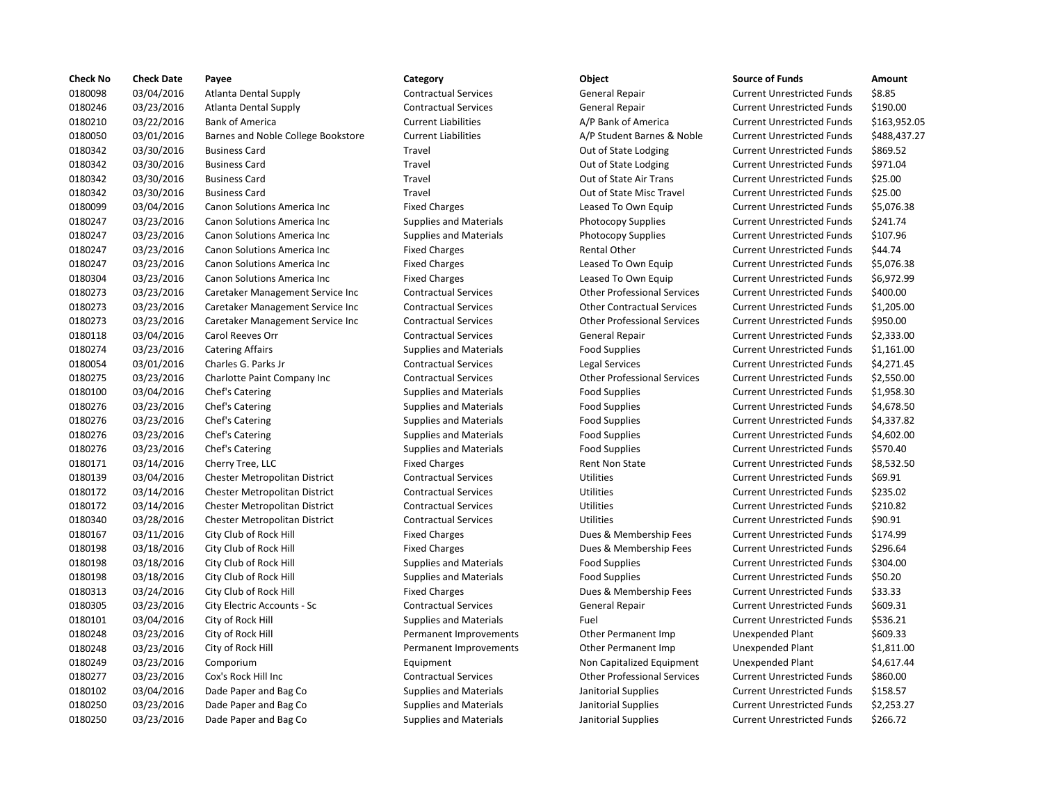| Check No | Check Date | Payee | Category | Object | Source of Funds | Amount |
|---|---|---|---|---|---|---|
| 0180098 | 03/04/2016 | Atlanta Dental Supply | Contractual Services | General Repair | Current Unrestricted Funds | $8.85 |
| 0180246 | 03/23/2016 | Atlanta Dental Supply | Contractual Services | General Repair | Current Unrestricted Funds | $190.00 |
| 0180210 | 03/22/2016 | Bank of America | Current Liabilities | A/P Bank of America | Current Unrestricted Funds | $163,952.05 |
| 0180050 | 03/01/2016 | Barnes and Noble College Bookstore | Current Liabilities | A/P Student Barnes & Noble | Current Unrestricted Funds | $488,437.27 |
| 0180342 | 03/30/2016 | Business Card | Travel | Out of State Lodging | Current Unrestricted Funds | $869.52 |
| 0180342 | 03/30/2016 | Business Card | Travel | Out of State Lodging | Current Unrestricted Funds | $971.04 |
| 0180342 | 03/30/2016 | Business Card | Travel | Out of State Air Trans | Current Unrestricted Funds | $25.00 |
| 0180342 | 03/30/2016 | Business Card | Travel | Out of State Misc Travel | Current Unrestricted Funds | $25.00 |
| 0180099 | 03/04/2016 | Canon Solutions America Inc | Fixed Charges | Leased To Own Equip | Current Unrestricted Funds | $5,076.38 |
| 0180247 | 03/23/2016 | Canon Solutions America Inc | Supplies and Materials | Photocopy Supplies | Current Unrestricted Funds | $241.74 |
| 0180247 | 03/23/2016 | Canon Solutions America Inc | Supplies and Materials | Photocopy Supplies | Current Unrestricted Funds | $107.96 |
| 0180247 | 03/23/2016 | Canon Solutions America Inc | Fixed Charges | Rental Other | Current Unrestricted Funds | $44.74 |
| 0180247 | 03/23/2016 | Canon Solutions America Inc | Fixed Charges | Leased To Own Equip | Current Unrestricted Funds | $5,076.38 |
| 0180304 | 03/23/2016 | Canon Solutions America Inc | Fixed Charges | Leased To Own Equip | Current Unrestricted Funds | $6,972.99 |
| 0180273 | 03/23/2016 | Caretaker Management Service Inc | Contractual Services | Other Professional Services | Current Unrestricted Funds | $400.00 |
| 0180273 | 03/23/2016 | Caretaker Management Service Inc | Contractual Services | Other Contractual Services | Current Unrestricted Funds | $1,205.00 |
| 0180273 | 03/23/2016 | Caretaker Management Service Inc | Contractual Services | Other Professional Services | Current Unrestricted Funds | $950.00 |
| 0180118 | 03/04/2016 | Carol Reeves Orr | Contractual Services | General Repair | Current Unrestricted Funds | $2,333.00 |
| 0180274 | 03/23/2016 | Catering Affairs | Supplies and Materials | Food Supplies | Current Unrestricted Funds | $1,161.00 |
| 0180054 | 03/01/2016 | Charles G. Parks Jr | Contractual Services | Legal Services | Current Unrestricted Funds | $4,271.45 |
| 0180275 | 03/23/2016 | Charlotte Paint Company Inc | Contractual Services | Other Professional Services | Current Unrestricted Funds | $2,550.00 |
| 0180100 | 03/04/2016 | Chef's Catering | Supplies and Materials | Food Supplies | Current Unrestricted Funds | $1,958.30 |
| 0180276 | 03/23/2016 | Chef's Catering | Supplies and Materials | Food Supplies | Current Unrestricted Funds | $4,678.50 |
| 0180276 | 03/23/2016 | Chef's Catering | Supplies and Materials | Food Supplies | Current Unrestricted Funds | $4,337.82 |
| 0180276 | 03/23/2016 | Chef's Catering | Supplies and Materials | Food Supplies | Current Unrestricted Funds | $4,602.00 |
| 0180276 | 03/23/2016 | Chef's Catering | Supplies and Materials | Food Supplies | Current Unrestricted Funds | $570.40 |
| 0180171 | 03/14/2016 | Cherry Tree, LLC | Fixed Charges | Rent Non State | Current Unrestricted Funds | $8,532.50 |
| 0180139 | 03/04/2016 | Chester Metropolitan District | Contractual Services | Utilities | Current Unrestricted Funds | $69.91 |
| 0180172 | 03/14/2016 | Chester Metropolitan District | Contractual Services | Utilities | Current Unrestricted Funds | $235.02 |
| 0180172 | 03/14/2016 | Chester Metropolitan District | Contractual Services | Utilities | Current Unrestricted Funds | $210.82 |
| 0180340 | 03/28/2016 | Chester Metropolitan District | Contractual Services | Utilities | Current Unrestricted Funds | $90.91 |
| 0180167 | 03/11/2016 | City Club of Rock Hill | Fixed Charges | Dues & Membership Fees | Current Unrestricted Funds | $174.99 |
| 0180198 | 03/18/2016 | City Club of Rock Hill | Fixed Charges | Dues & Membership Fees | Current Unrestricted Funds | $296.64 |
| 0180198 | 03/18/2016 | City Club of Rock Hill | Supplies and Materials | Food Supplies | Current Unrestricted Funds | $304.00 |
| 0180198 | 03/18/2016 | City Club of Rock Hill | Supplies and Materials | Food Supplies | Current Unrestricted Funds | $50.20 |
| 0180313 | 03/24/2016 | City Club of Rock Hill | Fixed Charges | Dues & Membership Fees | Current Unrestricted Funds | $33.33 |
| 0180305 | 03/23/2016 | City Electric Accounts - Sc | Contractual Services | General Repair | Current Unrestricted Funds | $609.31 |
| 0180101 | 03/04/2016 | City of Rock Hill | Supplies and Materials | Fuel | Current Unrestricted Funds | $536.21 |
| 0180248 | 03/23/2016 | City of Rock Hill | Permanent Improvements | Other Permanent Imp | Unexpended Plant | $609.33 |
| 0180248 | 03/23/2016 | City of Rock Hill | Permanent Improvements | Other Permanent Imp | Unexpended Plant | $1,811.00 |
| 0180249 | 03/23/2016 | Comporium | Equipment | Non Capitalized Equipment | Unexpended Plant | $4,617.44 |
| 0180277 | 03/23/2016 | Cox's Rock Hill Inc | Contractual Services | Other Professional Services | Current Unrestricted Funds | $860.00 |
| 0180102 | 03/04/2016 | Dade Paper and Bag Co | Supplies and Materials | Janitorial Supplies | Current Unrestricted Funds | $158.57 |
| 0180250 | 03/23/2016 | Dade Paper and Bag Co | Supplies and Materials | Janitorial Supplies | Current Unrestricted Funds | $2,253.27 |
| 0180250 | 03/23/2016 | Dade Paper and Bag Co | Supplies and Materials | Janitorial Supplies | Current Unrestricted Funds | $266.72 |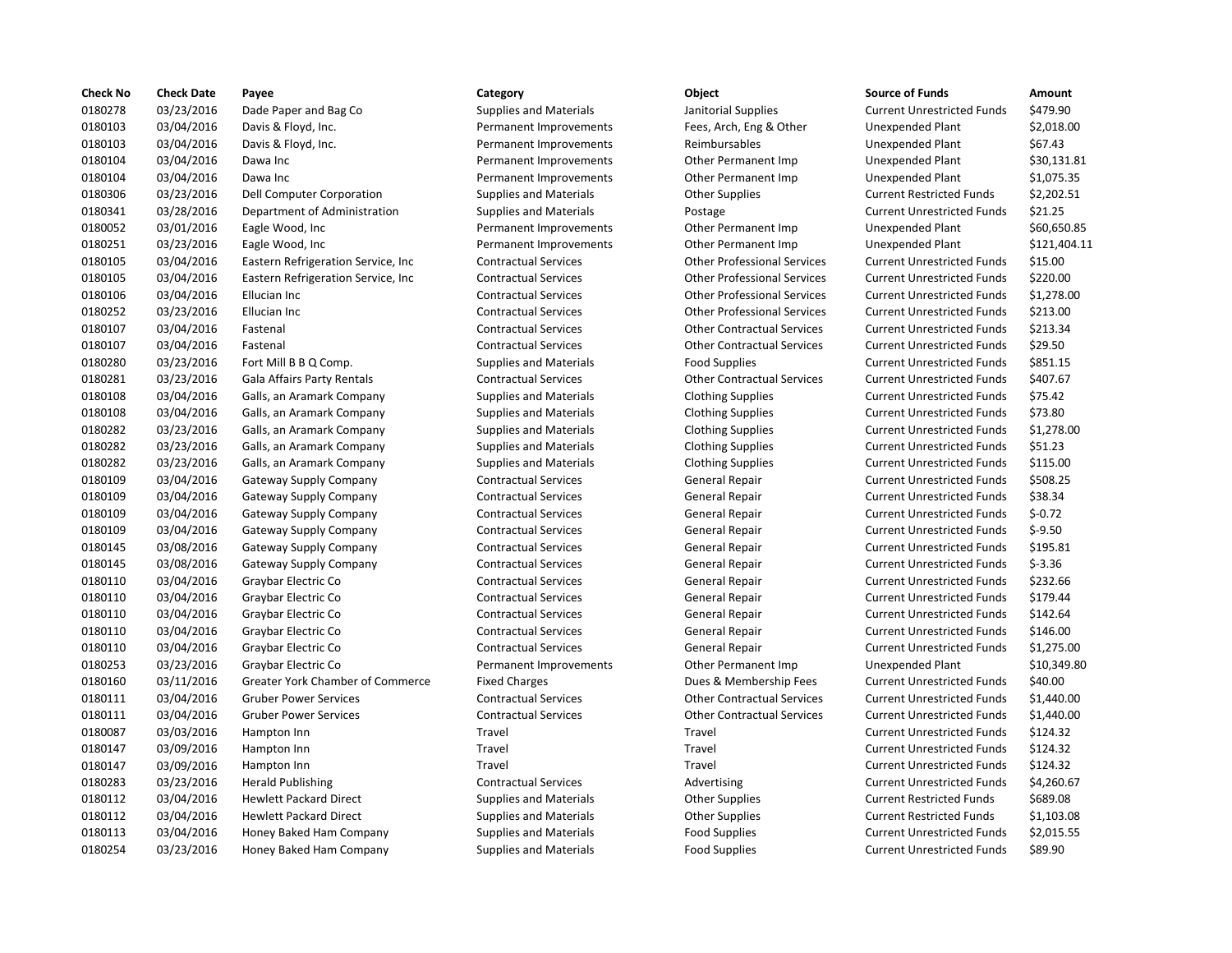| Check No | Check Date | Payee | Category | Object | Source of Funds | Amount |
|---|---|---|---|---|---|---|
| 0180278 | 03/23/2016 | Dade Paper and Bag Co | Supplies and Materials | Janitorial Supplies | Current Unrestricted Funds | $479.90 |
| 0180103 | 03/04/2016 | Davis & Floyd, Inc. | Permanent Improvements | Fees, Arch, Eng & Other | Unexpended Plant | $2,018.00 |
| 0180103 | 03/04/2016 | Davis & Floyd, Inc. | Permanent Improvements | Reimbursables | Unexpended Plant | $67.43 |
| 0180104 | 03/04/2016 | Dawa Inc | Permanent Improvements | Other Permanent Imp | Unexpended Plant | $30,131.81 |
| 0180104 | 03/04/2016 | Dawa Inc | Permanent Improvements | Other Permanent Imp | Unexpended Plant | $1,075.35 |
| 0180306 | 03/23/2016 | Dell Computer Corporation | Supplies and Materials | Other Supplies | Current Restricted Funds | $2,202.51 |
| 0180341 | 03/28/2016 | Department of Administration | Supplies and Materials | Postage | Current Unrestricted Funds | $21.25 |
| 0180052 | 03/01/2016 | Eagle Wood, Inc | Permanent Improvements | Other Permanent Imp | Unexpended Plant | $60,650.85 |
| 0180251 | 03/23/2016 | Eagle Wood, Inc | Permanent Improvements | Other Permanent Imp | Unexpended Plant | $121,404.11 |
| 0180105 | 03/04/2016 | Eastern Refrigeration Service, Inc | Contractual Services | Other Professional Services | Current Unrestricted Funds | $15.00 |
| 0180105 | 03/04/2016 | Eastern Refrigeration Service, Inc | Contractual Services | Other Professional Services | Current Unrestricted Funds | $220.00 |
| 0180106 | 03/04/2016 | Ellucian Inc | Contractual Services | Other Professional Services | Current Unrestricted Funds | $1,278.00 |
| 0180252 | 03/23/2016 | Ellucian Inc | Contractual Services | Other Professional Services | Current Unrestricted Funds | $213.00 |
| 0180107 | 03/04/2016 | Fastenal | Contractual Services | Other Contractual Services | Current Unrestricted Funds | $213.34 |
| 0180107 | 03/04/2016 | Fastenal | Contractual Services | Other Contractual Services | Current Unrestricted Funds | $29.50 |
| 0180280 | 03/23/2016 | Fort Mill B B Q Comp. | Supplies and Materials | Food Supplies | Current Unrestricted Funds | $851.15 |
| 0180281 | 03/23/2016 | Gala Affairs Party Rentals | Contractual Services | Other Contractual Services | Current Unrestricted Funds | $407.67 |
| 0180108 | 03/04/2016 | Galls, an Aramark Company | Supplies and Materials | Clothing Supplies | Current Unrestricted Funds | $75.42 |
| 0180108 | 03/04/2016 | Galls, an Aramark Company | Supplies and Materials | Clothing Supplies | Current Unrestricted Funds | $73.80 |
| 0180282 | 03/23/2016 | Galls, an Aramark Company | Supplies and Materials | Clothing Supplies | Current Unrestricted Funds | $1,278.00 |
| 0180282 | 03/23/2016 | Galls, an Aramark Company | Supplies and Materials | Clothing Supplies | Current Unrestricted Funds | $51.23 |
| 0180282 | 03/23/2016 | Galls, an Aramark Company | Supplies and Materials | Clothing Supplies | Current Unrestricted Funds | $115.00 |
| 0180109 | 03/04/2016 | Gateway Supply Company | Contractual Services | General Repair | Current Unrestricted Funds | $508.25 |
| 0180109 | 03/04/2016 | Gateway Supply Company | Contractual Services | General Repair | Current Unrestricted Funds | $38.34 |
| 0180109 | 03/04/2016 | Gateway Supply Company | Contractual Services | General Repair | Current Unrestricted Funds | $-0.72 |
| 0180109 | 03/04/2016 | Gateway Supply Company | Contractual Services | General Repair | Current Unrestricted Funds | $-9.50 |
| 0180145 | 03/08/2016 | Gateway Supply Company | Contractual Services | General Repair | Current Unrestricted Funds | $195.81 |
| 0180145 | 03/08/2016 | Gateway Supply Company | Contractual Services | General Repair | Current Unrestricted Funds | $-3.36 |
| 0180110 | 03/04/2016 | Graybar Electric Co | Contractual Services | General Repair | Current Unrestricted Funds | $232.66 |
| 0180110 | 03/04/2016 | Graybar Electric Co | Contractual Services | General Repair | Current Unrestricted Funds | $179.44 |
| 0180110 | 03/04/2016 | Graybar Electric Co | Contractual Services | General Repair | Current Unrestricted Funds | $142.64 |
| 0180110 | 03/04/2016 | Graybar Electric Co | Contractual Services | General Repair | Current Unrestricted Funds | $146.00 |
| 0180110 | 03/04/2016 | Graybar Electric Co | Contractual Services | General Repair | Current Unrestricted Funds | $1,275.00 |
| 0180253 | 03/23/2016 | Graybar Electric Co | Permanent Improvements | Other Permanent Imp | Unexpended Plant | $10,349.80 |
| 0180160 | 03/11/2016 | Greater York Chamber of Commerce | Fixed Charges | Dues & Membership Fees | Current Unrestricted Funds | $40.00 |
| 0180111 | 03/04/2016 | Gruber Power Services | Contractual Services | Other Contractual Services | Current Unrestricted Funds | $1,440.00 |
| 0180111 | 03/04/2016 | Gruber Power Services | Contractual Services | Other Contractual Services | Current Unrestricted Funds | $1,440.00 |
| 0180087 | 03/03/2016 | Hampton Inn | Travel | Travel | Current Unrestricted Funds | $124.32 |
| 0180147 | 03/09/2016 | Hampton Inn | Travel | Travel | Current Unrestricted Funds | $124.32 |
| 0180147 | 03/09/2016 | Hampton Inn | Travel | Travel | Current Unrestricted Funds | $124.32 |
| 0180283 | 03/23/2016 | Herald Publishing | Contractual Services | Advertising | Current Unrestricted Funds | $4,260.67 |
| 0180112 | 03/04/2016 | Hewlett Packard Direct | Supplies and Materials | Other Supplies | Current Restricted Funds | $689.08 |
| 0180112 | 03/04/2016 | Hewlett Packard Direct | Supplies and Materials | Other Supplies | Current Restricted Funds | $1,103.08 |
| 0180113 | 03/04/2016 | Honey Baked Ham Company | Supplies and Materials | Food Supplies | Current Unrestricted Funds | $2,015.55 |
| 0180254 | 03/23/2016 | Honey Baked Ham Company | Supplies and Materials | Food Supplies | Current Unrestricted Funds | $89.90 |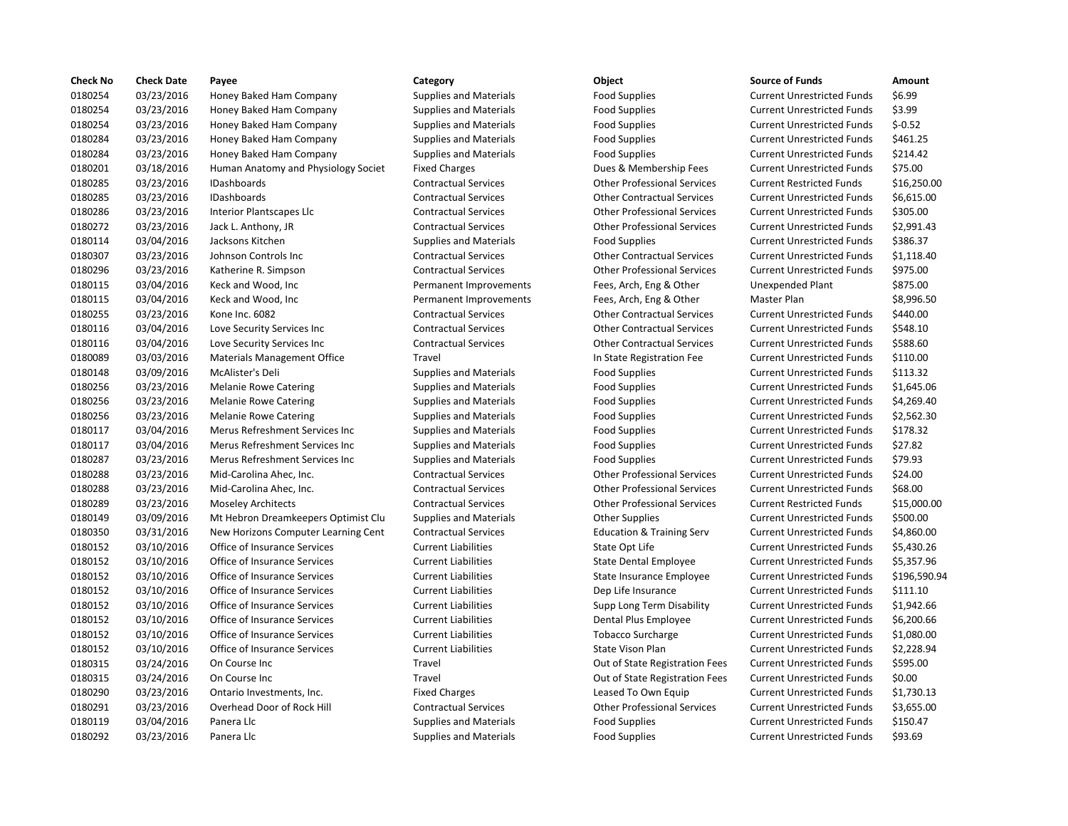| Check No | Check Date | Payee | Category | Object | Source of Funds | Amount |
| --- | --- | --- | --- | --- | --- | --- |
| 0180254 | 03/23/2016 | Honey Baked Ham Company | Supplies and Materials | Food Supplies | Current Unrestricted Funds | $6.99 |
| 0180254 | 03/23/2016 | Honey Baked Ham Company | Supplies and Materials | Food Supplies | Current Unrestricted Funds | $3.99 |
| 0180254 | 03/23/2016 | Honey Baked Ham Company | Supplies and Materials | Food Supplies | Current Unrestricted Funds | $-0.52 |
| 0180284 | 03/23/2016 | Honey Baked Ham Company | Supplies and Materials | Food Supplies | Current Unrestricted Funds | $461.25 |
| 0180284 | 03/23/2016 | Honey Baked Ham Company | Supplies and Materials | Food Supplies | Current Unrestricted Funds | $214.42 |
| 0180201 | 03/18/2016 | Human Anatomy and Physiology Societ | Fixed Charges | Dues & Membership Fees | Current Unrestricted Funds | $75.00 |
| 0180285 | 03/23/2016 | IDashboards | Contractual Services | Other Professional Services | Current Restricted Funds | $16,250.00 |
| 0180285 | 03/23/2016 | IDashboards | Contractual Services | Other Contractual Services | Current Unrestricted Funds | $6,615.00 |
| 0180286 | 03/23/2016 | Interior Plantscapes Llc | Contractual Services | Other Professional Services | Current Unrestricted Funds | $305.00 |
| 0180272 | 03/23/2016 | Jack L. Anthony, JR | Contractual Services | Other Professional Services | Current Unrestricted Funds | $2,991.43 |
| 0180114 | 03/04/2016 | Jacksons Kitchen | Supplies and Materials | Food Supplies | Current Unrestricted Funds | $386.37 |
| 0180307 | 03/23/2016 | Johnson Controls Inc | Contractual Services | Other Contractual Services | Current Unrestricted Funds | $1,118.40 |
| 0180296 | 03/23/2016 | Katherine R. Simpson | Contractual Services | Other Professional Services | Current Unrestricted Funds | $975.00 |
| 0180115 | 03/04/2016 | Keck and Wood, Inc | Permanent Improvements | Fees, Arch, Eng & Other | Unexpended Plant | $875.00 |
| 0180115 | 03/04/2016 | Keck and Wood, Inc | Permanent Improvements | Fees, Arch, Eng & Other | Master Plan | $8,996.50 |
| 0180255 | 03/23/2016 | Kone Inc. 6082 | Contractual Services | Other Contractual Services | Current Unrestricted Funds | $440.00 |
| 0180116 | 03/04/2016 | Love Security Services Inc | Contractual Services | Other Contractual Services | Current Unrestricted Funds | $548.10 |
| 0180116 | 03/04/2016 | Love Security Services Inc | Contractual Services | Other Contractual Services | Current Unrestricted Funds | $588.60 |
| 0180089 | 03/03/2016 | Materials Management Office | Travel | In State Registration Fee | Current Unrestricted Funds | $110.00 |
| 0180148 | 03/09/2016 | McAlister's Deli | Supplies and Materials | Food Supplies | Current Unrestricted Funds | $113.32 |
| 0180256 | 03/23/2016 | Melanie Rowe Catering | Supplies and Materials | Food Supplies | Current Unrestricted Funds | $1,645.06 |
| 0180256 | 03/23/2016 | Melanie Rowe Catering | Supplies and Materials | Food Supplies | Current Unrestricted Funds | $4,269.40 |
| 0180256 | 03/23/2016 | Melanie Rowe Catering | Supplies and Materials | Food Supplies | Current Unrestricted Funds | $2,562.30 |
| 0180117 | 03/04/2016 | Merus Refreshment Services Inc | Supplies and Materials | Food Supplies | Current Unrestricted Funds | $178.32 |
| 0180117 | 03/04/2016 | Merus Refreshment Services Inc | Supplies and Materials | Food Supplies | Current Unrestricted Funds | $27.82 |
| 0180287 | 03/23/2016 | Merus Refreshment Services Inc | Supplies and Materials | Food Supplies | Current Unrestricted Funds | $79.93 |
| 0180288 | 03/23/2016 | Mid-Carolina Ahec, Inc. | Contractual Services | Other Professional Services | Current Unrestricted Funds | $24.00 |
| 0180288 | 03/23/2016 | Mid-Carolina Ahec, Inc. | Contractual Services | Other Professional Services | Current Unrestricted Funds | $68.00 |
| 0180289 | 03/23/2016 | Moseley Architects | Contractual Services | Other Professional Services | Current Restricted Funds | $15,000.00 |
| 0180149 | 03/09/2016 | Mt Hebron Dreamkeepers Optimist Clu | Supplies and Materials | Other Supplies | Current Unrestricted Funds | $500.00 |
| 0180350 | 03/31/2016 | New Horizons Computer Learning Cent | Contractual Services | Education & Training Serv | Current Unrestricted Funds | $4,860.00 |
| 0180152 | 03/10/2016 | Office of Insurance Services | Current Liabilities | State Opt Life | Current Unrestricted Funds | $5,430.26 |
| 0180152 | 03/10/2016 | Office of Insurance Services | Current Liabilities | State Dental Employee | Current Unrestricted Funds | $5,357.96 |
| 0180152 | 03/10/2016 | Office of Insurance Services | Current Liabilities | State Insurance Employee | Current Unrestricted Funds | $196,590.94 |
| 0180152 | 03/10/2016 | Office of Insurance Services | Current Liabilities | Dep Life Insurance | Current Unrestricted Funds | $111.10 |
| 0180152 | 03/10/2016 | Office of Insurance Services | Current Liabilities | Supp Long Term Disability | Current Unrestricted Funds | $1,942.66 |
| 0180152 | 03/10/2016 | Office of Insurance Services | Current Liabilities | Dental Plus Employee | Current Unrestricted Funds | $6,200.66 |
| 0180152 | 03/10/2016 | Office of Insurance Services | Current Liabilities | Tobacco Surcharge | Current Unrestricted Funds | $1,080.00 |
| 0180152 | 03/10/2016 | Office of Insurance Services | Current Liabilities | State Vison Plan | Current Unrestricted Funds | $2,228.94 |
| 0180315 | 03/24/2016 | On Course Inc | Travel | Out of State Registration Fees | Current Unrestricted Funds | $595.00 |
| 0180315 | 03/24/2016 | On Course Inc | Travel | Out of State Registration Fees | Current Unrestricted Funds | $0.00 |
| 0180290 | 03/23/2016 | Ontario Investments, Inc. | Fixed Charges | Leased To Own Equip | Current Unrestricted Funds | $1,730.13 |
| 0180291 | 03/23/2016 | Overhead Door of Rock Hill | Contractual Services | Other Professional Services | Current Unrestricted Funds | $3,655.00 |
| 0180119 | 03/04/2016 | Panera Llc | Supplies and Materials | Food Supplies | Current Unrestricted Funds | $150.47 |
| 0180292 | 03/23/2016 | Panera Llc | Supplies and Materials | Food Supplies | Current Unrestricted Funds | $93.69 |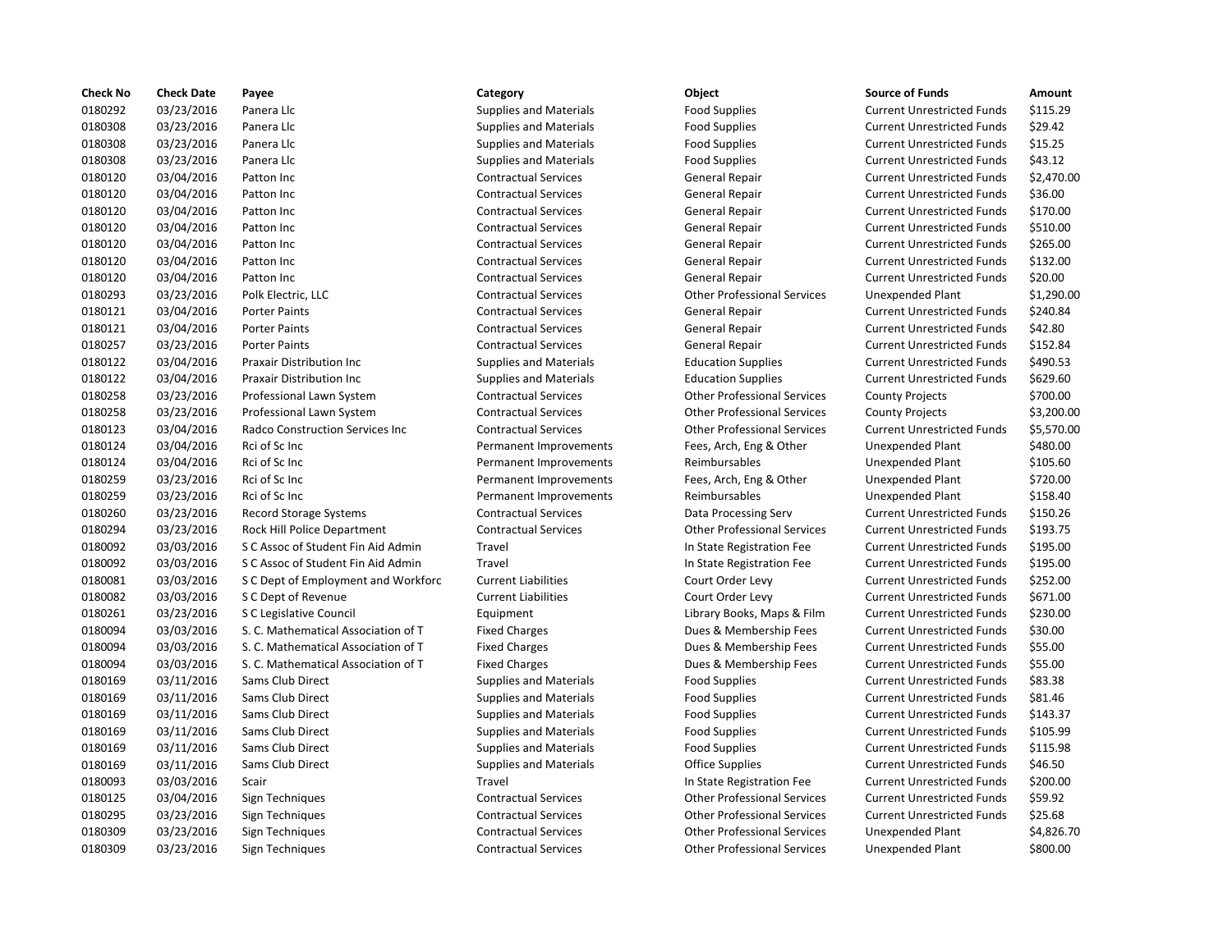| Check No | Check Date | Payee | Category | Object | Source of Funds | Amount |
|---|---|---|---|---|---|---|
| 0180292 | 03/23/2016 | Panera Llc | Supplies and Materials | Food Supplies | Current Unrestricted Funds | $115.29 |
| 0180308 | 03/23/2016 | Panera Llc | Supplies and Materials | Food Supplies | Current Unrestricted Funds | $29.42 |
| 0180308 | 03/23/2016 | Panera Llc | Supplies and Materials | Food Supplies | Current Unrestricted Funds | $15.25 |
| 0180308 | 03/23/2016 | Panera Llc | Supplies and Materials | Food Supplies | Current Unrestricted Funds | $43.12 |
| 0180120 | 03/04/2016 | Patton Inc | Contractual Services | General Repair | Current Unrestricted Funds | $2,470.00 |
| 0180120 | 03/04/2016 | Patton Inc | Contractual Services | General Repair | Current Unrestricted Funds | $36.00 |
| 0180120 | 03/04/2016 | Patton Inc | Contractual Services | General Repair | Current Unrestricted Funds | $170.00 |
| 0180120 | 03/04/2016 | Patton Inc | Contractual Services | General Repair | Current Unrestricted Funds | $510.00 |
| 0180120 | 03/04/2016 | Patton Inc | Contractual Services | General Repair | Current Unrestricted Funds | $265.00 |
| 0180120 | 03/04/2016 | Patton Inc | Contractual Services | General Repair | Current Unrestricted Funds | $132.00 |
| 0180120 | 03/04/2016 | Patton Inc | Contractual Services | General Repair | Current Unrestricted Funds | $20.00 |
| 0180293 | 03/23/2016 | Polk Electric, LLC | Contractual Services | Other Professional Services | Unexpended Plant | $1,290.00 |
| 0180121 | 03/04/2016 | Porter Paints | Contractual Services | General Repair | Current Unrestricted Funds | $240.84 |
| 0180121 | 03/04/2016 | Porter Paints | Contractual Services | General Repair | Current Unrestricted Funds | $42.80 |
| 0180257 | 03/23/2016 | Porter Paints | Contractual Services | General Repair | Current Unrestricted Funds | $152.84 |
| 0180122 | 03/04/2016 | Praxair Distribution Inc | Supplies and Materials | Education Supplies | Current Unrestricted Funds | $490.53 |
| 0180122 | 03/04/2016 | Praxair Distribution Inc | Supplies and Materials | Education Supplies | Current Unrestricted Funds | $629.60 |
| 0180258 | 03/23/2016 | Professional Lawn System | Contractual Services | Other Professional Services | County Projects | $700.00 |
| 0180258 | 03/23/2016 | Professional Lawn System | Contractual Services | Other Professional Services | County Projects | $3,200.00 |
| 0180123 | 03/04/2016 | Radco Construction Services Inc | Contractual Services | Other Professional Services | Current Unrestricted Funds | $5,570.00 |
| 0180124 | 03/04/2016 | Rci of Sc Inc | Permanent Improvements | Fees, Arch, Eng & Other | Unexpended Plant | $480.00 |
| 0180124 | 03/04/2016 | Rci of Sc Inc | Permanent Improvements | Reimbursables | Unexpended Plant | $105.60 |
| 0180259 | 03/23/2016 | Rci of Sc Inc | Permanent Improvements | Fees, Arch, Eng & Other | Unexpended Plant | $720.00 |
| 0180259 | 03/23/2016 | Rci of Sc Inc | Permanent Improvements | Reimbursables | Unexpended Plant | $158.40 |
| 0180260 | 03/23/2016 | Record Storage Systems | Contractual Services | Data Processing Serv | Current Unrestricted Funds | $150.26 |
| 0180294 | 03/23/2016 | Rock Hill Police Department | Contractual Services | Other Professional Services | Current Unrestricted Funds | $193.75 |
| 0180092 | 03/03/2016 | S C Assoc of Student Fin Aid Admin | Travel | In State Registration Fee | Current Unrestricted Funds | $195.00 |
| 0180092 | 03/03/2016 | S C Assoc of Student Fin Aid Admin | Travel | In State Registration Fee | Current Unrestricted Funds | $195.00 |
| 0180081 | 03/03/2016 | S C Dept of Employment and Workforc | Current Liabilities | Court Order Levy | Current Unrestricted Funds | $252.00 |
| 0180082 | 03/03/2016 | S C Dept of Revenue | Current Liabilities | Court Order Levy | Current Unrestricted Funds | $671.00 |
| 0180261 | 03/23/2016 | S C Legislative Council | Equipment | Library Books, Maps & Film | Current Unrestricted Funds | $230.00 |
| 0180094 | 03/03/2016 | S. C. Mathematical Association of T | Fixed Charges | Dues & Membership Fees | Current Unrestricted Funds | $30.00 |
| 0180094 | 03/03/2016 | S. C. Mathematical Association of T | Fixed Charges | Dues & Membership Fees | Current Unrestricted Funds | $55.00 |
| 0180094 | 03/03/2016 | S. C. Mathematical Association of T | Fixed Charges | Dues & Membership Fees | Current Unrestricted Funds | $55.00 |
| 0180169 | 03/11/2016 | Sams Club Direct | Supplies and Materials | Food Supplies | Current Unrestricted Funds | $83.38 |
| 0180169 | 03/11/2016 | Sams Club Direct | Supplies and Materials | Food Supplies | Current Unrestricted Funds | $81.46 |
| 0180169 | 03/11/2016 | Sams Club Direct | Supplies and Materials | Food Supplies | Current Unrestricted Funds | $143.37 |
| 0180169 | 03/11/2016 | Sams Club Direct | Supplies and Materials | Food Supplies | Current Unrestricted Funds | $105.99 |
| 0180169 | 03/11/2016 | Sams Club Direct | Supplies and Materials | Food Supplies | Current Unrestricted Funds | $115.98 |
| 0180169 | 03/11/2016 | Sams Club Direct | Supplies and Materials | Office Supplies | Current Unrestricted Funds | $46.50 |
| 0180093 | 03/03/2016 | Scair | Travel | In State Registration Fee | Current Unrestricted Funds | $200.00 |
| 0180125 | 03/04/2016 | Sign Techniques | Contractual Services | Other Professional Services | Current Unrestricted Funds | $59.92 |
| 0180295 | 03/23/2016 | Sign Techniques | Contractual Services | Other Professional Services | Current Unrestricted Funds | $25.68 |
| 0180309 | 03/23/2016 | Sign Techniques | Contractual Services | Other Professional Services | Unexpended Plant | $4,826.70 |
| 0180309 | 03/23/2016 | Sign Techniques | Contractual Services | Other Professional Services | Unexpended Plant | $800.00 |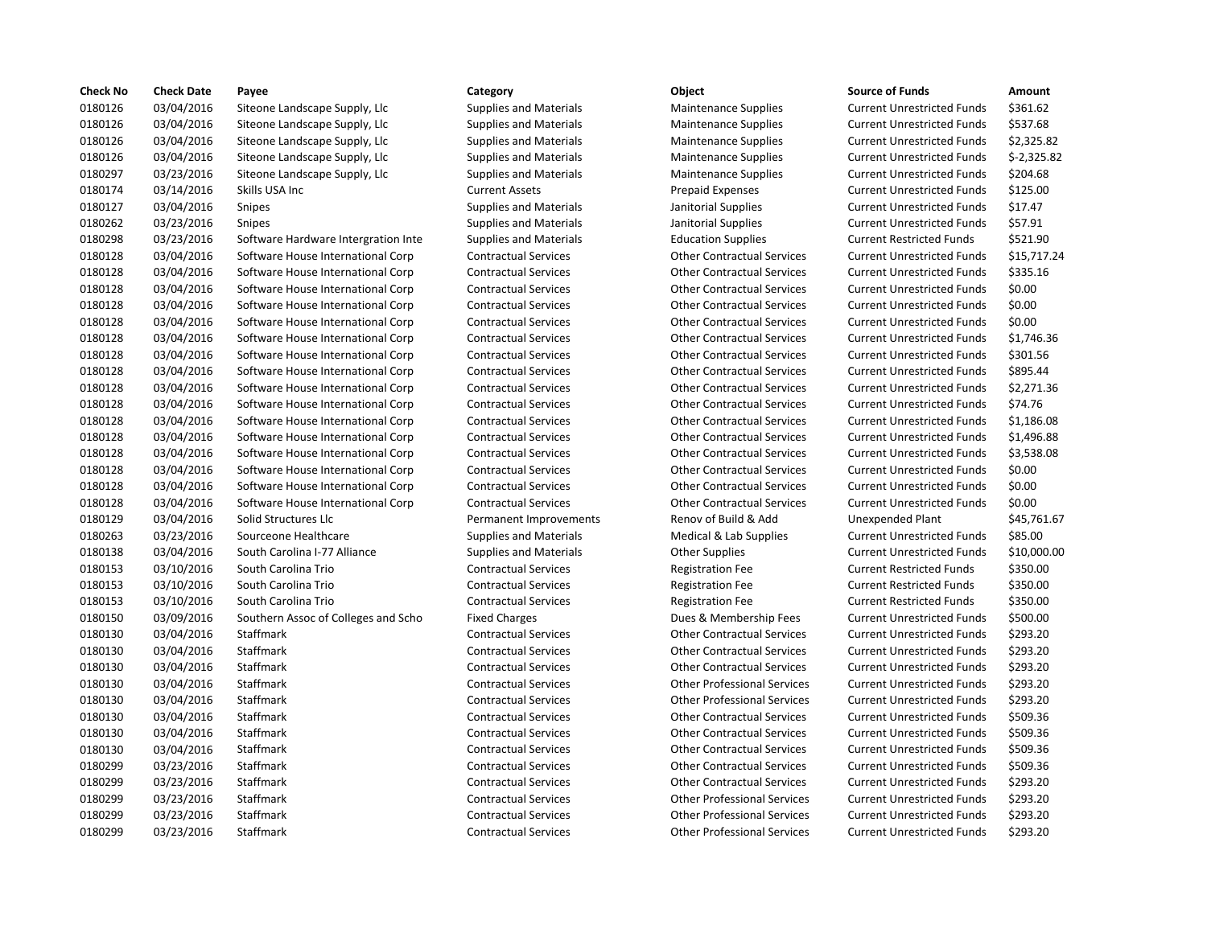| Check No | Check Date | Payee | Category | Object | Source of Funds | Amount |
|---|---|---|---|---|---|---|
| 0180126 | 03/04/2016 | Siteone Landscape Supply, Llc | Supplies and Materials | Maintenance Supplies | Current Unrestricted Funds | $361.62 |
| 0180126 | 03/04/2016 | Siteone Landscape Supply, Llc | Supplies and Materials | Maintenance Supplies | Current Unrestricted Funds | $537.68 |
| 0180126 | 03/04/2016 | Siteone Landscape Supply, Llc | Supplies and Materials | Maintenance Supplies | Current Unrestricted Funds | $2,325.82 |
| 0180126 | 03/04/2016 | Siteone Landscape Supply, Llc | Supplies and Materials | Maintenance Supplies | Current Unrestricted Funds | $-2,325.82 |
| 0180297 | 03/23/2016 | Siteone Landscape Supply, Llc | Supplies and Materials | Maintenance Supplies | Current Unrestricted Funds | $204.68 |
| 0180174 | 03/14/2016 | Skills USA Inc | Current Assets | Prepaid Expenses | Current Unrestricted Funds | $125.00 |
| 0180127 | 03/04/2016 | Snipes | Supplies and Materials | Janitorial Supplies | Current Unrestricted Funds | $17.47 |
| 0180262 | 03/23/2016 | Snipes | Supplies and Materials | Janitorial Supplies | Current Unrestricted Funds | $57.91 |
| 0180298 | 03/23/2016 | Software Hardware Intergration Inte | Supplies and Materials | Education Supplies | Current Restricted Funds | $521.90 |
| 0180128 | 03/04/2016 | Software House International Corp | Contractual Services | Other Contractual Services | Current Unrestricted Funds | $15,717.24 |
| 0180128 | 03/04/2016 | Software House International Corp | Contractual Services | Other Contractual Services | Current Unrestricted Funds | $335.16 |
| 0180128 | 03/04/2016 | Software House International Corp | Contractual Services | Other Contractual Services | Current Unrestricted Funds | $0.00 |
| 0180128 | 03/04/2016 | Software House International Corp | Contractual Services | Other Contractual Services | Current Unrestricted Funds | $0.00 |
| 0180128 | 03/04/2016 | Software House International Corp | Contractual Services | Other Contractual Services | Current Unrestricted Funds | $0.00 |
| 0180128 | 03/04/2016 | Software House International Corp | Contractual Services | Other Contractual Services | Current Unrestricted Funds | $1,746.36 |
| 0180128 | 03/04/2016 | Software House International Corp | Contractual Services | Other Contractual Services | Current Unrestricted Funds | $301.56 |
| 0180128 | 03/04/2016 | Software House International Corp | Contractual Services | Other Contractual Services | Current Unrestricted Funds | $895.44 |
| 0180128 | 03/04/2016 | Software House International Corp | Contractual Services | Other Contractual Services | Current Unrestricted Funds | $2,271.36 |
| 0180128 | 03/04/2016 | Software House International Corp | Contractual Services | Other Contractual Services | Current Unrestricted Funds | $74.76 |
| 0180128 | 03/04/2016 | Software House International Corp | Contractual Services | Other Contractual Services | Current Unrestricted Funds | $1,186.08 |
| 0180128 | 03/04/2016 | Software House International Corp | Contractual Services | Other Contractual Services | Current Unrestricted Funds | $1,496.88 |
| 0180128 | 03/04/2016 | Software House International Corp | Contractual Services | Other Contractual Services | Current Unrestricted Funds | $3,538.08 |
| 0180128 | 03/04/2016 | Software House International Corp | Contractual Services | Other Contractual Services | Current Unrestricted Funds | $0.00 |
| 0180128 | 03/04/2016 | Software House International Corp | Contractual Services | Other Contractual Services | Current Unrestricted Funds | $0.00 |
| 0180128 | 03/04/2016 | Software House International Corp | Contractual Services | Other Contractual Services | Current Unrestricted Funds | $0.00 |
| 0180129 | 03/04/2016 | Solid Structures Llc | Permanent Improvements | Renov of Build & Add | Unexpended Plant | $45,761.67 |
| 0180263 | 03/23/2016 | Sourceone Healthcare | Supplies and Materials | Medical & Lab Supplies | Current Unrestricted Funds | $85.00 |
| 0180138 | 03/04/2016 | South Carolina I-77 Alliance | Supplies and Materials | Other Supplies | Current Unrestricted Funds | $10,000.00 |
| 0180153 | 03/10/2016 | South Carolina Trio | Contractual Services | Registration Fee | Current Restricted Funds | $350.00 |
| 0180153 | 03/10/2016 | South Carolina Trio | Contractual Services | Registration Fee | Current Restricted Funds | $350.00 |
| 0180153 | 03/10/2016 | South Carolina Trio | Contractual Services | Registration Fee | Current Restricted Funds | $350.00 |
| 0180150 | 03/09/2016 | Southern Assoc of Colleges and Scho | Fixed Charges | Dues & Membership Fees | Current Unrestricted Funds | $500.00 |
| 0180130 | 03/04/2016 | Staffmark | Contractual Services | Other Contractual Services | Current Unrestricted Funds | $293.20 |
| 0180130 | 03/04/2016 | Staffmark | Contractual Services | Other Contractual Services | Current Unrestricted Funds | $293.20 |
| 0180130 | 03/04/2016 | Staffmark | Contractual Services | Other Contractual Services | Current Unrestricted Funds | $293.20 |
| 0180130 | 03/04/2016 | Staffmark | Contractual Services | Other Professional Services | Current Unrestricted Funds | $293.20 |
| 0180130 | 03/04/2016 | Staffmark | Contractual Services | Other Professional Services | Current Unrestricted Funds | $293.20 |
| 0180130 | 03/04/2016 | Staffmark | Contractual Services | Other Contractual Services | Current Unrestricted Funds | $509.36 |
| 0180130 | 03/04/2016 | Staffmark | Contractual Services | Other Contractual Services | Current Unrestricted Funds | $509.36 |
| 0180130 | 03/04/2016 | Staffmark | Contractual Services | Other Contractual Services | Current Unrestricted Funds | $509.36 |
| 0180299 | 03/23/2016 | Staffmark | Contractual Services | Other Contractual Services | Current Unrestricted Funds | $509.36 |
| 0180299 | 03/23/2016 | Staffmark | Contractual Services | Other Contractual Services | Current Unrestricted Funds | $293.20 |
| 0180299 | 03/23/2016 | Staffmark | Contractual Services | Other Professional Services | Current Unrestricted Funds | $293.20 |
| 0180299 | 03/23/2016 | Staffmark | Contractual Services | Other Professional Services | Current Unrestricted Funds | $293.20 |
| 0180299 | 03/23/2016 | Staffmark | Contractual Services | Other Professional Services | Current Unrestricted Funds | $293.20 |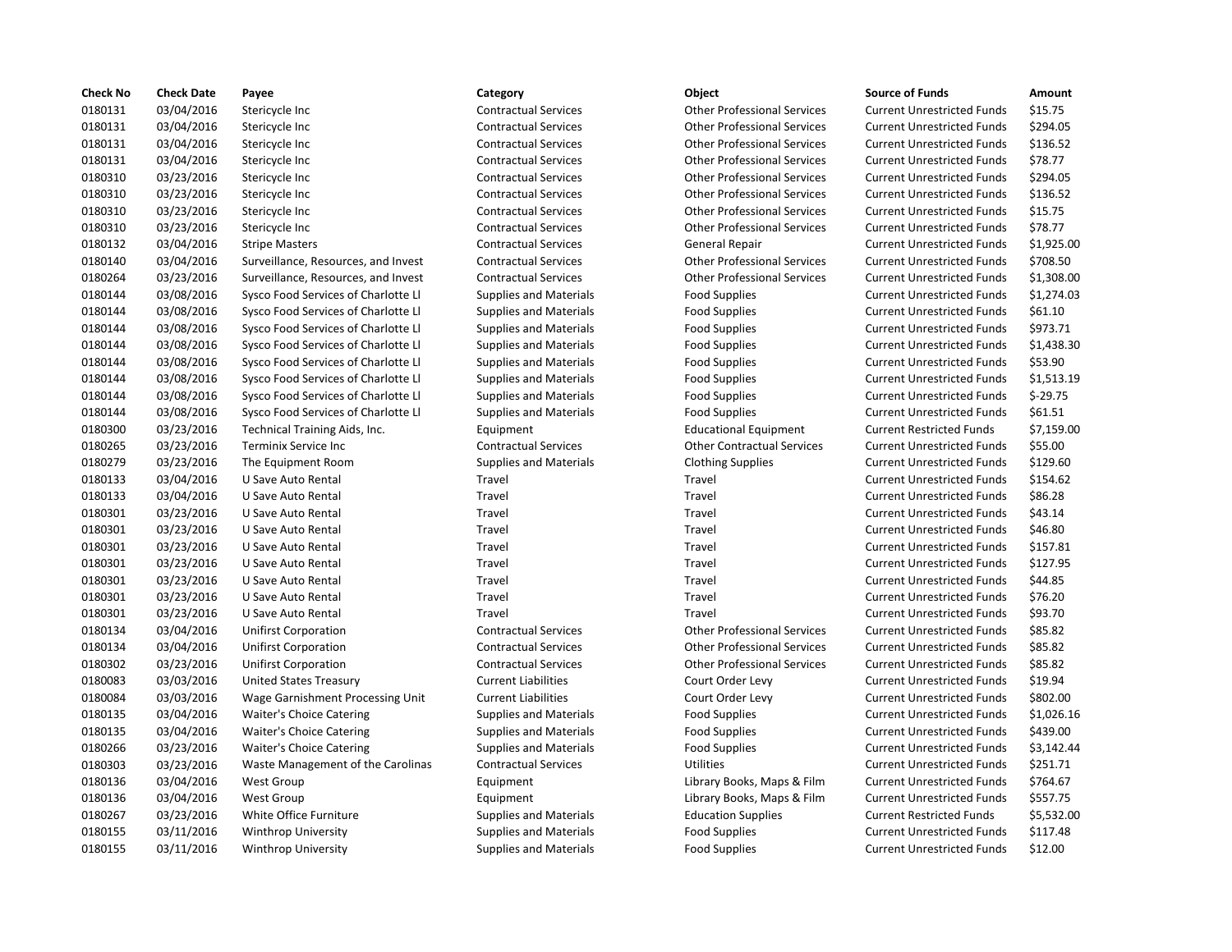| Check No | Check Date | Payee | Category | Object | Source of Funds | Amount |
| --- | --- | --- | --- | --- | --- | --- |
| 0180131 | 03/04/2016 | Stericycle Inc | Contractual Services | Other Professional Services | Current Unrestricted Funds | $15.75 |
| 0180131 | 03/04/2016 | Stericycle Inc | Contractual Services | Other Professional Services | Current Unrestricted Funds | $294.05 |
| 0180131 | 03/04/2016 | Stericycle Inc | Contractual Services | Other Professional Services | Current Unrestricted Funds | $136.52 |
| 0180131 | 03/04/2016 | Stericycle Inc | Contractual Services | Other Professional Services | Current Unrestricted Funds | $78.77 |
| 0180310 | 03/23/2016 | Stericycle Inc | Contractual Services | Other Professional Services | Current Unrestricted Funds | $294.05 |
| 0180310 | 03/23/2016 | Stericycle Inc | Contractual Services | Other Professional Services | Current Unrestricted Funds | $136.52 |
| 0180310 | 03/23/2016 | Stericycle Inc | Contractual Services | Other Professional Services | Current Unrestricted Funds | $15.75 |
| 0180310 | 03/23/2016 | Stericycle Inc | Contractual Services | Other Professional Services | Current Unrestricted Funds | $78.77 |
| 0180132 | 03/04/2016 | Stripe Masters | Contractual Services | General Repair | Current Unrestricted Funds | $1,925.00 |
| 0180140 | 03/04/2016 | Surveillance, Resources, and Invest | Contractual Services | Other Professional Services | Current Unrestricted Funds | $708.50 |
| 0180264 | 03/23/2016 | Surveillance, Resources, and Invest | Contractual Services | Other Professional Services | Current Unrestricted Funds | $1,308.00 |
| 0180144 | 03/08/2016 | Sysco Food Services of Charlotte Ll | Supplies and Materials | Food Supplies | Current Unrestricted Funds | $1,274.03 |
| 0180144 | 03/08/2016 | Sysco Food Services of Charlotte Ll | Supplies and Materials | Food Supplies | Current Unrestricted Funds | $61.10 |
| 0180144 | 03/08/2016 | Sysco Food Services of Charlotte Ll | Supplies and Materials | Food Supplies | Current Unrestricted Funds | $973.71 |
| 0180144 | 03/08/2016 | Sysco Food Services of Charlotte Ll | Supplies and Materials | Food Supplies | Current Unrestricted Funds | $1,438.30 |
| 0180144 | 03/08/2016 | Sysco Food Services of Charlotte Ll | Supplies and Materials | Food Supplies | Current Unrestricted Funds | $53.90 |
| 0180144 | 03/08/2016 | Sysco Food Services of Charlotte Ll | Supplies and Materials | Food Supplies | Current Unrestricted Funds | $1,513.19 |
| 0180144 | 03/08/2016 | Sysco Food Services of Charlotte Ll | Supplies and Materials | Food Supplies | Current Unrestricted Funds | $-29.75 |
| 0180144 | 03/08/2016 | Sysco Food Services of Charlotte Ll | Supplies and Materials | Food Supplies | Current Unrestricted Funds | $61.51 |
| 0180300 | 03/23/2016 | Technical Training Aids, Inc. | Equipment | Educational Equipment | Current Restricted Funds | $7,159.00 |
| 0180265 | 03/23/2016 | Terminix Service Inc | Contractual Services | Other Contractual Services | Current Unrestricted Funds | $55.00 |
| 0180279 | 03/23/2016 | The Equipment Room | Supplies and Materials | Clothing Supplies | Current Unrestricted Funds | $129.60 |
| 0180133 | 03/04/2016 | U Save Auto Rental | Travel | Travel | Current Unrestricted Funds | $154.62 |
| 0180133 | 03/04/2016 | U Save Auto Rental | Travel | Travel | Current Unrestricted Funds | $86.28 |
| 0180301 | 03/23/2016 | U Save Auto Rental | Travel | Travel | Current Unrestricted Funds | $43.14 |
| 0180301 | 03/23/2016 | U Save Auto Rental | Travel | Travel | Current Unrestricted Funds | $46.80 |
| 0180301 | 03/23/2016 | U Save Auto Rental | Travel | Travel | Current Unrestricted Funds | $157.81 |
| 0180301 | 03/23/2016 | U Save Auto Rental | Travel | Travel | Current Unrestricted Funds | $127.95 |
| 0180301 | 03/23/2016 | U Save Auto Rental | Travel | Travel | Current Unrestricted Funds | $44.85 |
| 0180301 | 03/23/2016 | U Save Auto Rental | Travel | Travel | Current Unrestricted Funds | $76.20 |
| 0180301 | 03/23/2016 | U Save Auto Rental | Travel | Travel | Current Unrestricted Funds | $93.70 |
| 0180134 | 03/04/2016 | Unifirst Corporation | Contractual Services | Other Professional Services | Current Unrestricted Funds | $85.82 |
| 0180134 | 03/04/2016 | Unifirst Corporation | Contractual Services | Other Professional Services | Current Unrestricted Funds | $85.82 |
| 0180302 | 03/23/2016 | Unifirst Corporation | Contractual Services | Other Professional Services | Current Unrestricted Funds | $85.82 |
| 0180083 | 03/03/2016 | United States Treasury | Current Liabilities | Court Order Levy | Current Unrestricted Funds | $19.94 |
| 0180084 | 03/03/2016 | Wage Garnishment Processing Unit | Current Liabilities | Court Order Levy | Current Unrestricted Funds | $802.00 |
| 0180135 | 03/04/2016 | Waiter's Choice Catering | Supplies and Materials | Food Supplies | Current Unrestricted Funds | $1,026.16 |
| 0180135 | 03/04/2016 | Waiter's Choice Catering | Supplies and Materials | Food Supplies | Current Unrestricted Funds | $439.00 |
| 0180266 | 03/23/2016 | Waiter's Choice Catering | Supplies and Materials | Food Supplies | Current Unrestricted Funds | $3,142.44 |
| 0180303 | 03/23/2016 | Waste Management of the Carolinas | Contractual Services | Utilities | Current Unrestricted Funds | $251.71 |
| 0180136 | 03/04/2016 | West Group | Equipment | Library Books, Maps & Film | Current Unrestricted Funds | $764.67 |
| 0180136 | 03/04/2016 | West Group | Equipment | Library Books, Maps & Film | Current Unrestricted Funds | $557.75 |
| 0180267 | 03/23/2016 | White Office Furniture | Supplies and Materials | Education Supplies | Current Restricted Funds | $5,532.00 |
| 0180155 | 03/11/2016 | Winthrop University | Supplies and Materials | Food Supplies | Current Unrestricted Funds | $117.48 |
| 0180155 | 03/11/2016 | Winthrop University | Supplies and Materials | Food Supplies | Current Unrestricted Funds | $12.00 |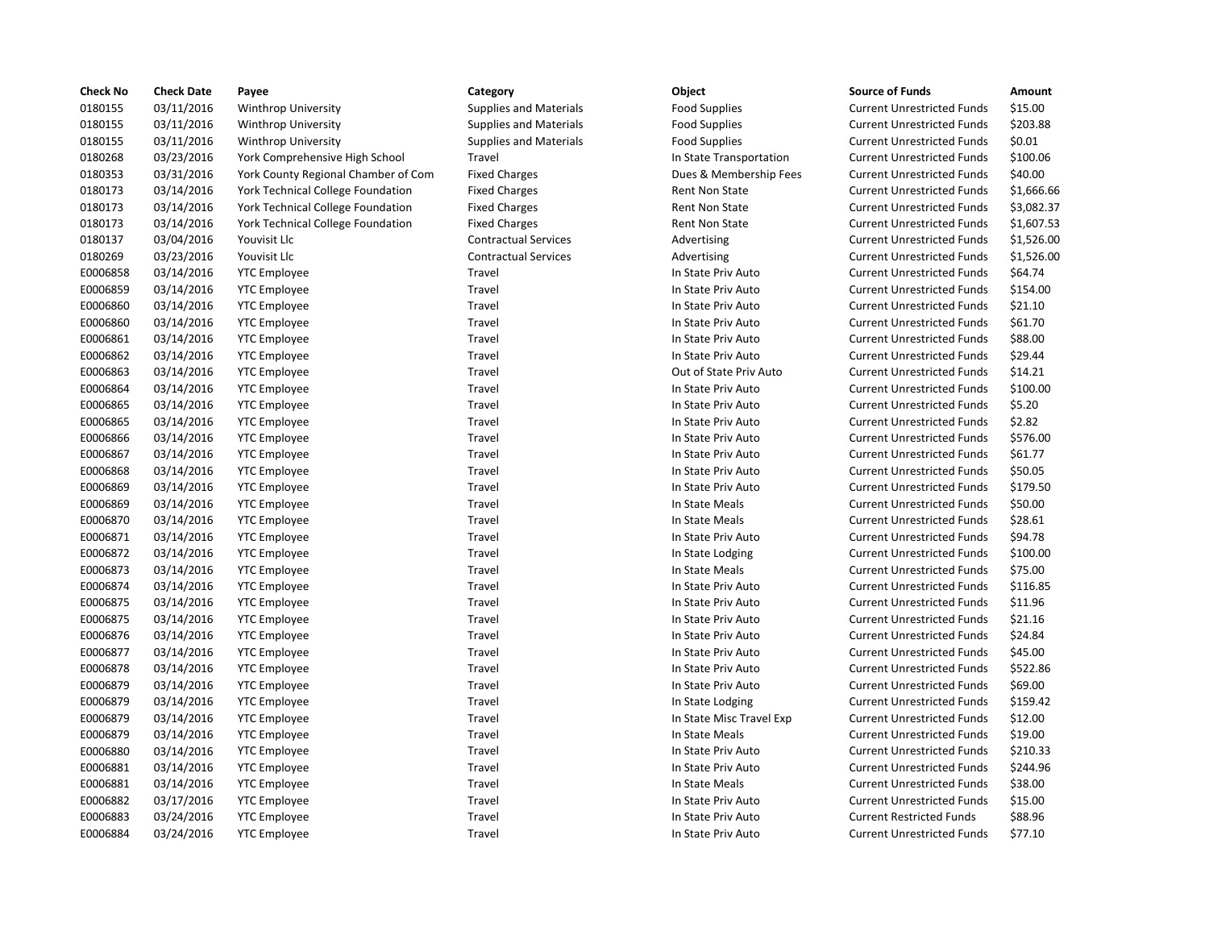| Check No | Check Date | Payee | Category | Object | Source of Funds | Amount |
|---|---|---|---|---|---|---|
| 0180155 | 03/11/2016 | Winthrop University | Supplies and Materials | Food Supplies | Current Unrestricted Funds | $15.00 |
| 0180155 | 03/11/2016 | Winthrop University | Supplies and Materials | Food Supplies | Current Unrestricted Funds | $203.88 |
| 0180155 | 03/11/2016 | Winthrop University | Supplies and Materials | Food Supplies | Current Unrestricted Funds | $0.01 |
| 0180268 | 03/23/2016 | York Comprehensive High School | Travel | In State Transportation | Current Unrestricted Funds | $100.06 |
| 0180353 | 03/31/2016 | York County Regional Chamber of Com | Fixed Charges | Dues & Membership Fees | Current Unrestricted Funds | $40.00 |
| 0180173 | 03/14/2016 | York Technical College Foundation | Fixed Charges | Rent Non State | Current Unrestricted Funds | $1,666.66 |
| 0180173 | 03/14/2016 | York Technical College Foundation | Fixed Charges | Rent Non State | Current Unrestricted Funds | $3,082.37 |
| 0180173 | 03/14/2016 | York Technical College Foundation | Fixed Charges | Rent Non State | Current Unrestricted Funds | $1,607.53 |
| 0180137 | 03/04/2016 | Youvisit Llc | Contractual Services | Advertising | Current Unrestricted Funds | $1,526.00 |
| 0180269 | 03/23/2016 | Youvisit Llc | Contractual Services | Advertising | Current Unrestricted Funds | $1,526.00 |
| E0006858 | 03/14/2016 | YTC Employee | Travel | In State Priv Auto | Current Unrestricted Funds | $64.74 |
| E0006859 | 03/14/2016 | YTC Employee | Travel | In State Priv Auto | Current Unrestricted Funds | $154.00 |
| E0006860 | 03/14/2016 | YTC Employee | Travel | In State Priv Auto | Current Unrestricted Funds | $21.10 |
| E0006860 | 03/14/2016 | YTC Employee | Travel | In State Priv Auto | Current Unrestricted Funds | $61.70 |
| E0006861 | 03/14/2016 | YTC Employee | Travel | In State Priv Auto | Current Unrestricted Funds | $88.00 |
| E0006862 | 03/14/2016 | YTC Employee | Travel | In State Priv Auto | Current Unrestricted Funds | $29.44 |
| E0006863 | 03/14/2016 | YTC Employee | Travel | Out of State Priv Auto | Current Unrestricted Funds | $14.21 |
| E0006864 | 03/14/2016 | YTC Employee | Travel | In State Priv Auto | Current Unrestricted Funds | $100.00 |
| E0006865 | 03/14/2016 | YTC Employee | Travel | In State Priv Auto | Current Unrestricted Funds | $5.20 |
| E0006865 | 03/14/2016 | YTC Employee | Travel | In State Priv Auto | Current Unrestricted Funds | $2.82 |
| E0006866 | 03/14/2016 | YTC Employee | Travel | In State Priv Auto | Current Unrestricted Funds | $576.00 |
| E0006867 | 03/14/2016 | YTC Employee | Travel | In State Priv Auto | Current Unrestricted Funds | $61.77 |
| E0006868 | 03/14/2016 | YTC Employee | Travel | In State Priv Auto | Current Unrestricted Funds | $50.05 |
| E0006869 | 03/14/2016 | YTC Employee | Travel | In State Priv Auto | Current Unrestricted Funds | $179.50 |
| E0006869 | 03/14/2016 | YTC Employee | Travel | In State Meals | Current Unrestricted Funds | $50.00 |
| E0006870 | 03/14/2016 | YTC Employee | Travel | In State Meals | Current Unrestricted Funds | $28.61 |
| E0006871 | 03/14/2016 | YTC Employee | Travel | In State Priv Auto | Current Unrestricted Funds | $94.78 |
| E0006872 | 03/14/2016 | YTC Employee | Travel | In State Lodging | Current Unrestricted Funds | $100.00 |
| E0006873 | 03/14/2016 | YTC Employee | Travel | In State Meals | Current Unrestricted Funds | $75.00 |
| E0006874 | 03/14/2016 | YTC Employee | Travel | In State Priv Auto | Current Unrestricted Funds | $116.85 |
| E0006875 | 03/14/2016 | YTC Employee | Travel | In State Priv Auto | Current Unrestricted Funds | $11.96 |
| E0006875 | 03/14/2016 | YTC Employee | Travel | In State Priv Auto | Current Unrestricted Funds | $21.16 |
| E0006876 | 03/14/2016 | YTC Employee | Travel | In State Priv Auto | Current Unrestricted Funds | $24.84 |
| E0006877 | 03/14/2016 | YTC Employee | Travel | In State Priv Auto | Current Unrestricted Funds | $45.00 |
| E0006878 | 03/14/2016 | YTC Employee | Travel | In State Priv Auto | Current Unrestricted Funds | $522.86 |
| E0006879 | 03/14/2016 | YTC Employee | Travel | In State Priv Auto | Current Unrestricted Funds | $69.00 |
| E0006879 | 03/14/2016 | YTC Employee | Travel | In State Lodging | Current Unrestricted Funds | $159.42 |
| E0006879 | 03/14/2016 | YTC Employee | Travel | In State Misc Travel Exp | Current Unrestricted Funds | $12.00 |
| E0006879 | 03/14/2016 | YTC Employee | Travel | In State Meals | Current Unrestricted Funds | $19.00 |
| E0006880 | 03/14/2016 | YTC Employee | Travel | In State Priv Auto | Current Unrestricted Funds | $210.33 |
| E0006881 | 03/14/2016 | YTC Employee | Travel | In State Priv Auto | Current Unrestricted Funds | $244.96 |
| E0006881 | 03/14/2016 | YTC Employee | Travel | In State Meals | Current Unrestricted Funds | $38.00 |
| E0006882 | 03/17/2016 | YTC Employee | Travel | In State Priv Auto | Current Unrestricted Funds | $15.00 |
| E0006883 | 03/24/2016 | YTC Employee | Travel | In State Priv Auto | Current Restricted Funds | $88.96 |
| E0006884 | 03/24/2016 | YTC Employee | Travel | In State Priv Auto | Current Unrestricted Funds | $77.10 |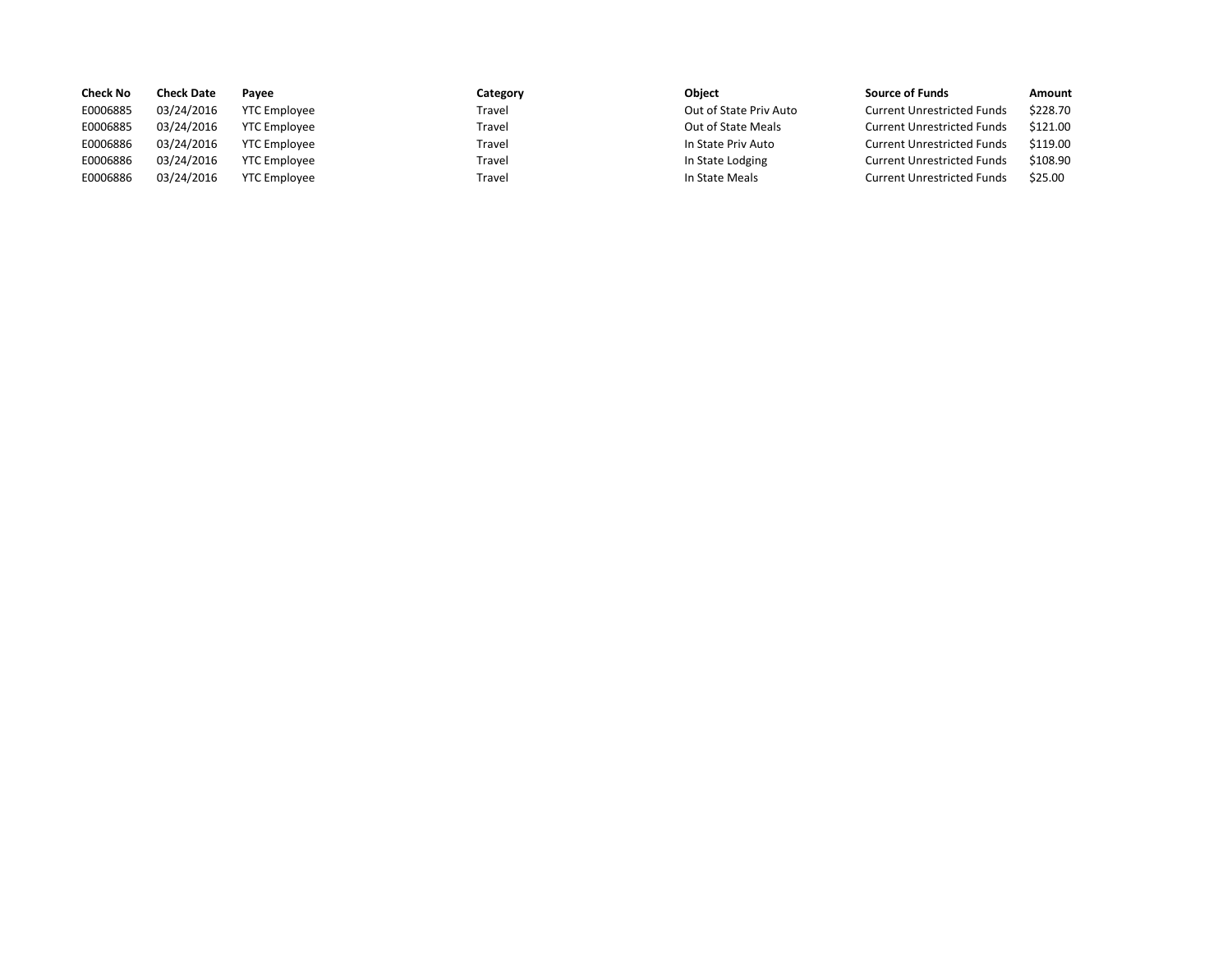| Check No | Check Date | Payee | Category | Object | Source of Funds | Amount |
|---|---|---|---|---|---|---|
| E0006885 | 03/24/2016 | YTC Employee | Travel | Out of State Priv Auto | Current Unrestricted Funds | $228.70 |
| E0006885 | 03/24/2016 | YTC Employee | Travel | Out of State Meals | Current Unrestricted Funds | $121.00 |
| E0006886 | 03/24/2016 | YTC Employee | Travel | In State Priv Auto | Current Unrestricted Funds | $119.00 |
| E0006886 | 03/24/2016 | YTC Employee | Travel | In State Lodging | Current Unrestricted Funds | $108.90 |
| E0006886 | 03/24/2016 | YTC Employee | Travel | In State Meals | Current Unrestricted Funds | $25.00 |